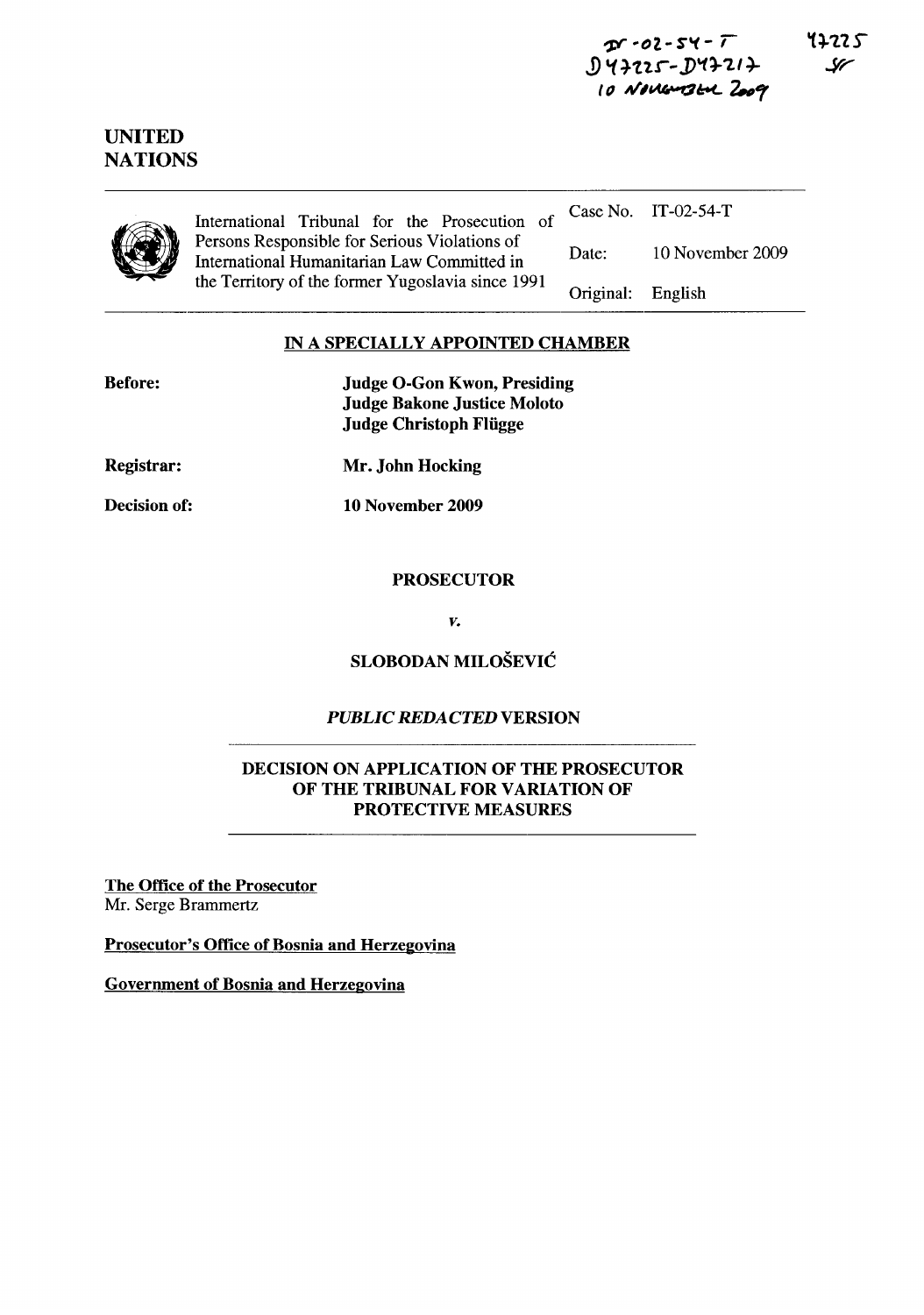IT-02-54-T
D47225-D47217
10 November 2009

47225
SF

# UNITED NATIONS

| International Tribunal for the Prosecution of Persons Responsible for Serious Violations of International Humanitarian Law Committed in the Territory of the former Yugoslavia since 1991 | Case No. | IT-02-54-T |
|---|---|---|
| | Date: | 10 November 2009 |
| | Original: | English |

**IN A SPECIALLY APPOINTED CHAMBER**

**Before:** **Judge O-Gon Kwon, Presiding**
**Judge Bakone Justice Moloto**
**Judge Christoph Flügge**

**Registrar:** **Mr. John Hocking**

**Decision of:** **10 November 2009**

**PROSECUTOR**

***v.***

**SLOBODAN MILOŠEVIĆ**

***PUBLIC REDACTED* VERSION**

**DECISION ON APPLICATION OF THE PROSECUTOR OF THE TRIBUNAL FOR VARIATION OF PROTECTIVE MEASURES**

**The Office of the Prosecutor**
Mr. Serge Brammertz

**Prosecutor's Office of Bosnia and Herzegovina**

**Government of Bosnia and Herzegovina**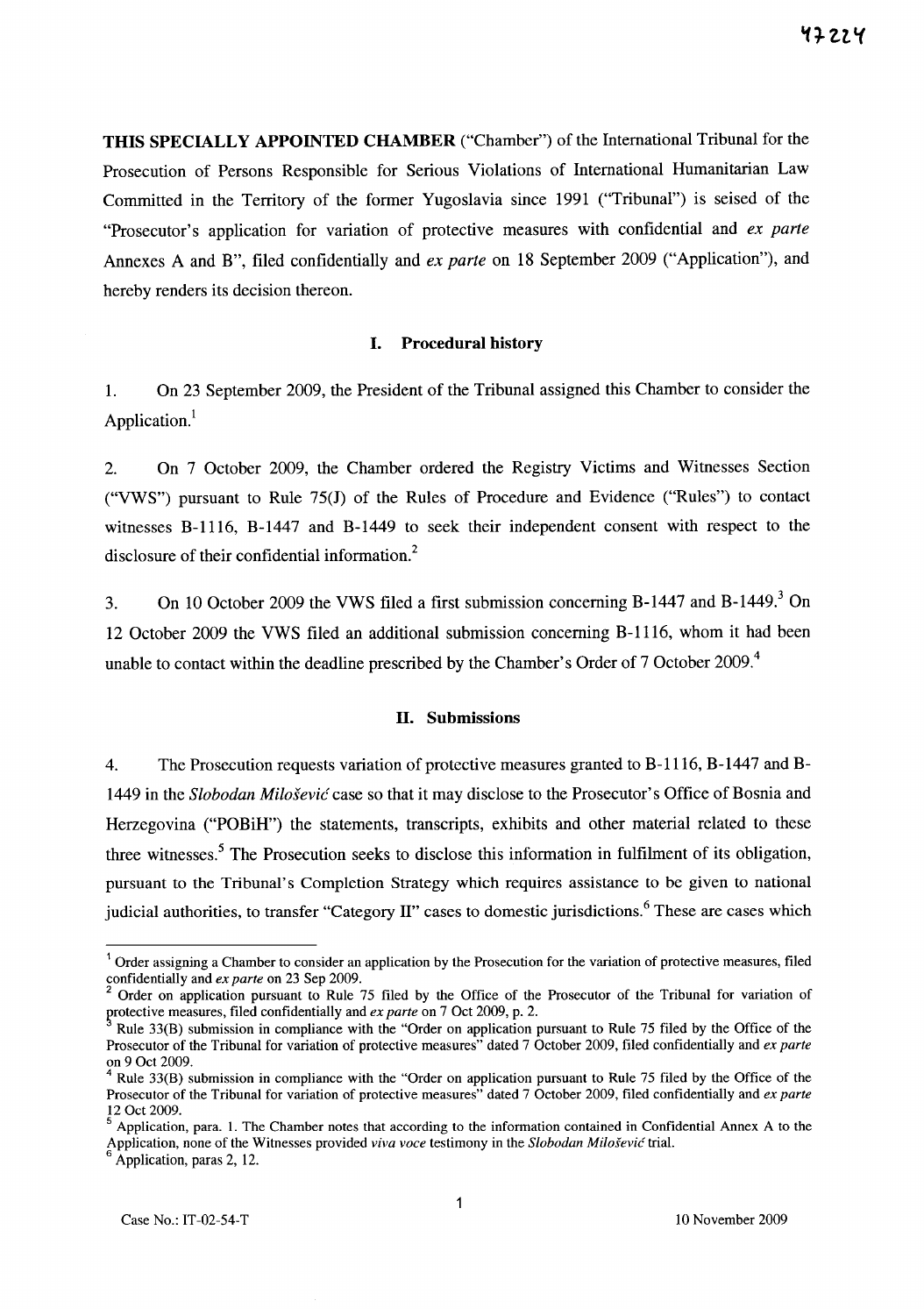**THIS SPECIALLY APPOINTED CHAMBER** ("Chamber") of the International Tribunal for the Prosecution of Persons Responsible for Serious Violations of International Humanitarian Law Committed in the Territory of the former Yugoslavia since 1991 ("Tribunal") is seised of the "Prosecutor's application for variation of protective measures with confidential and *ex parte* Annexes A and B", filed confidentially and *ex parte* on 18 September 2009 ("Application"), and hereby renders its decision thereon.

## I. Procedural history

1. On 23 September 2009, the President of the Tribunal assigned this Chamber to consider the Application.[1]

2. On 7 October 2009, the Chamber ordered the Registry Victims and Witnesses Section ("VWS") pursuant to Rule 75(J) of the Rules of Procedure and Evidence ("Rules") to contact witnesses B-1116, B-1447 and B-1449 to seek their independent consent with respect to the disclosure of their confidential information.[2]

3. On 10 October 2009 the VWS filed a first submission concerning B-1447 and B-1449.[3] On 12 October 2009 the VWS filed an additional submission concerning B-1116, whom it had been unable to contact within the deadline prescribed by the Chamber's Order of 7 October 2009.[4]

## II. Submissions

4. The Prosecution requests variation of protective measures granted to B-1116, B-1447 and B-1449 in the *Slobodan Milošević* case so that it may disclose to the Prosecutor's Office of Bosnia and Herzegovina ("POBiH") the statements, transcripts, exhibits and other material related to these three witnesses.[5] The Prosecution seeks to disclose this information in fulfilment of its obligation, pursuant to the Tribunal's Completion Strategy which requires assistance to be given to national judicial authorities, to transfer "Category II" cases to domestic jurisdictions.[6] These are cases which

---

[1] Order assigning a Chamber to consider an application by the Prosecution for the variation of protective measures, filed confidentially and *ex parte* on 23 Sep 2009.

[2] Order on application pursuant to Rule 75 filed by the Office of the Prosecutor of the Tribunal for variation of protective measures, filed confidentially and *ex parte* on 7 Oct 2009, p. 2.

[3] Rule 33(B) submission in compliance with the "Order on application pursuant to Rule 75 filed by the Office of the Prosecutor of the Tribunal for variation of protective measures" dated 7 October 2009, filed confidentially and *ex parte* on 9 Oct 2009.

[4] Rule 33(B) submission in compliance with the "Order on application pursuant to Rule 75 filed by the Office of the Prosecutor of the Tribunal for variation of protective measures" dated 7 October 2009, filed confidentially and *ex parte* 12 Oct 2009.

[5] Application, para. 1. The Chamber notes that according to the information contained in Confidential Annex A to the Application, none of the Witnesses provided *viva voce* testimony in the *Slobodan Milošević* trial.

[6] Application, paras 2, 12.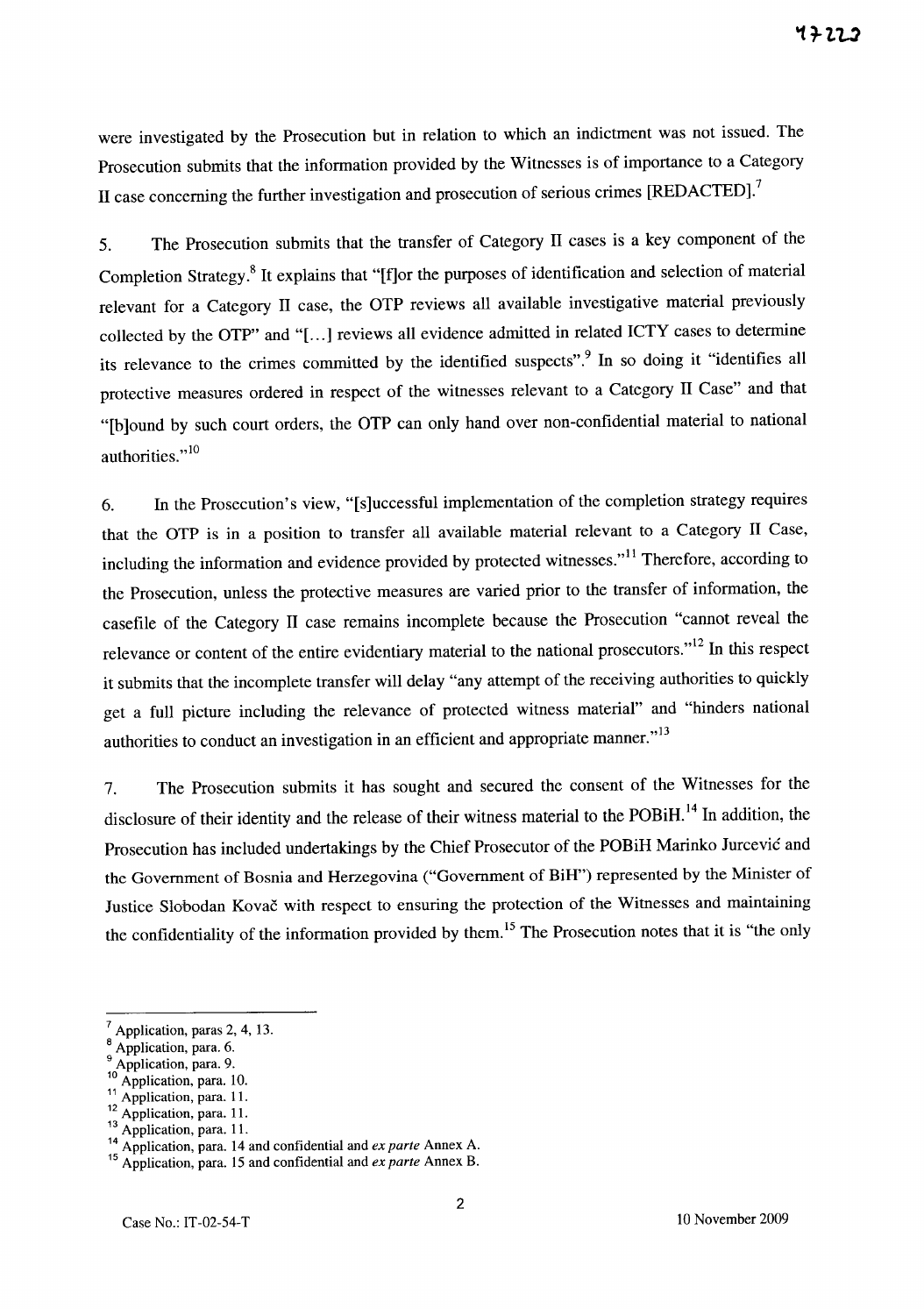were investigated by the Prosecution but in relation to which an indictment was not issued. The Prosecution submits that the information provided by the Witnesses is of importance to a Category II case concerning the further investigation and prosecution of serious crimes [REDACTED].[7]

5. The Prosecution submits that the transfer of Category II cases is a key component of the Completion Strategy.[8] It explains that "[f]or the purposes of identification and selection of material relevant for a Category II case, the OTP reviews all available investigative material previously collected by the OTP" and "[...] reviews all evidence admitted in related ICTY cases to determine its relevance to the crimes committed by the identified suspects".[9] In so doing it "identifies all protective measures ordered in respect of the witnesses relevant to a Category II Case" and that "[b]ound by such court orders, the OTP can only hand over non-confidential material to national authorities."[10]

6. In the Prosecution's view, "[s]uccessful implementation of the completion strategy requires that the OTP is in a position to transfer all available material relevant to a Category II Case, including the information and evidence provided by protected witnesses."[11] Therefore, according to the Prosecution, unless the protective measures are varied prior to the transfer of information, the casefile of the Category II case remains incomplete because the Prosecution "cannot reveal the relevance or content of the entire evidentiary material to the national prosecutors."[12] In this respect it submits that the incomplete transfer will delay "any attempt of the receiving authorities to quickly get a full picture including the relevance of protected witness material" and "hinders national authorities to conduct an investigation in an efficient and appropriate manner."[13]

7. The Prosecution submits it has sought and secured the consent of the Witnesses for the disclosure of their identity and the release of their witness material to the POBiH.[14] In addition, the Prosecution has included undertakings by the Chief Prosecutor of the POBiH Marinko Jurcević and the Government of Bosnia and Herzegovina ("Government of BiH") represented by the Minister of Justice Slobodan Kovač with respect to ensuring the protection of the Witnesses and maintaining the confidentiality of the information provided by them.[15] The Prosecution notes that it is "the only

---

[7] Application, paras 2, 4, 13.
[8] Application, para. 6.
[9] Application, para. 9.
[10] Application, para. 10.
[11] Application, para. 11.
[12] Application, para. 11.
[13] Application, para. 11.
[14] Application, para. 14 and confidential and *ex parte* Annex A.
[15] Application, para. 15 and confidential and *ex parte* Annex B.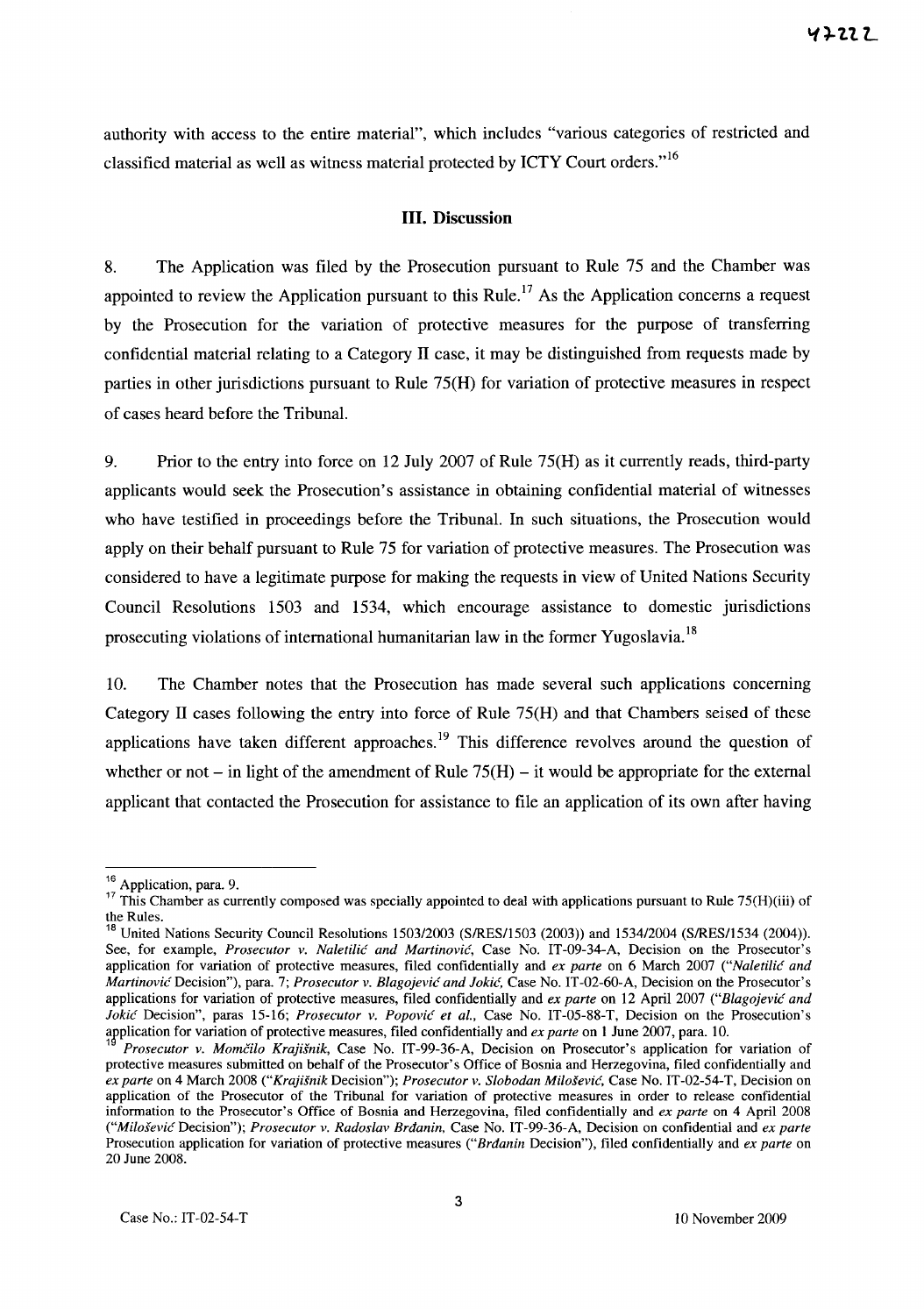authority with access to the entire material", which includes "various categories of restricted and classified material as well as witness material protected by ICTY Court orders."[16]

## III. Discussion

8. The Application was filed by the Prosecution pursuant to Rule 75 and the Chamber was appointed to review the Application pursuant to this Rule.[17] As the Application concerns a request by the Prosecution for the variation of protective measures for the purpose of transferring confidential material relating to a Category II case, it may be distinguished from requests made by parties in other jurisdictions pursuant to Rule 75(H) for variation of protective measures in respect of cases heard before the Tribunal.

9. Prior to the entry into force on 12 July 2007 of Rule 75(H) as it currently reads, third-party applicants would seek the Prosecution's assistance in obtaining confidential material of witnesses who have testified in proceedings before the Tribunal. In such situations, the Prosecution would apply on their behalf pursuant to Rule 75 for variation of protective measures. The Prosecution was considered to have a legitimate purpose for making the requests in view of United Nations Security Council Resolutions 1503 and 1534, which encourage assistance to domestic jurisdictions prosecuting violations of international humanitarian law in the former Yugoslavia.[18]

10. The Chamber notes that the Prosecution has made several such applications concerning Category II cases following the entry into force of Rule 75(H) and that Chambers seised of these applications have taken different approaches.[19] This difference revolves around the question of whether or not – in light of the amendment of Rule 75(H) – it would be appropriate for the external applicant that contacted the Prosecution for assistance to file an application of its own after having

---

[16] Application, para. 9.

[17] This Chamber as currently composed was specially appointed to deal with applications pursuant to Rule 75(H)(iii) of the Rules.

[18] United Nations Security Council Resolutions 1503/2003 (S/RES/1503 (2003)) and 1534/2004 (S/RES/1534 (2004)). See, for example, *Prosecutor v. Naletilić and Martinović*, Case No. IT-09-34-A, Decision on the Prosecutor's application for variation of protective measures, filed confidentially and *ex parte* on 6 March 2007 ("*Naletilić and Martinović* Decision"), para. 7; *Prosecutor v. Blagojević and Jokić*, Case No. IT-02-60-A, Decision on the Prosecutor's applications for variation of protective measures, filed confidentially and *ex parte* on 12 April 2007 ("*Blagojević and Jokić* Decision", paras 15-16; *Prosecutor v. Popović et al.*, Case No. IT-05-88-T, Decision on the Prosecution's application for variation of protective measures, filed confidentially and *ex parte* on 1 June 2007, para. 10.

[19] *Prosecutor v. Momčilo Krajišnik*, Case No. IT-99-36-A, Decision on Prosecutor's application for variation of protective measures submitted on behalf of the Prosecutor's Office of Bosnia and Herzegovina, filed confidentially and *ex parte* on 4 March 2008 ("*Krajišnik* Decision"); *Prosecutor v. Slobodan Milošević*, Case No. IT-02-54-T, Decision on application of the Prosecutor of the Tribunal for variation of protective measures in order to release confidential information to the Prosecutor's Office of Bosnia and Herzegovina, filed confidentially and *ex parte* on 4 April 2008 ("*Milošević* Decision"); *Prosecutor v. Radoslav Brđanin*, Case No. IT-99-36-A, Decision on confidential and *ex parte* Prosecution application for variation of protective measures ("*Brđanin* Decision"), filed confidentially and *ex parte* on 20 June 2008.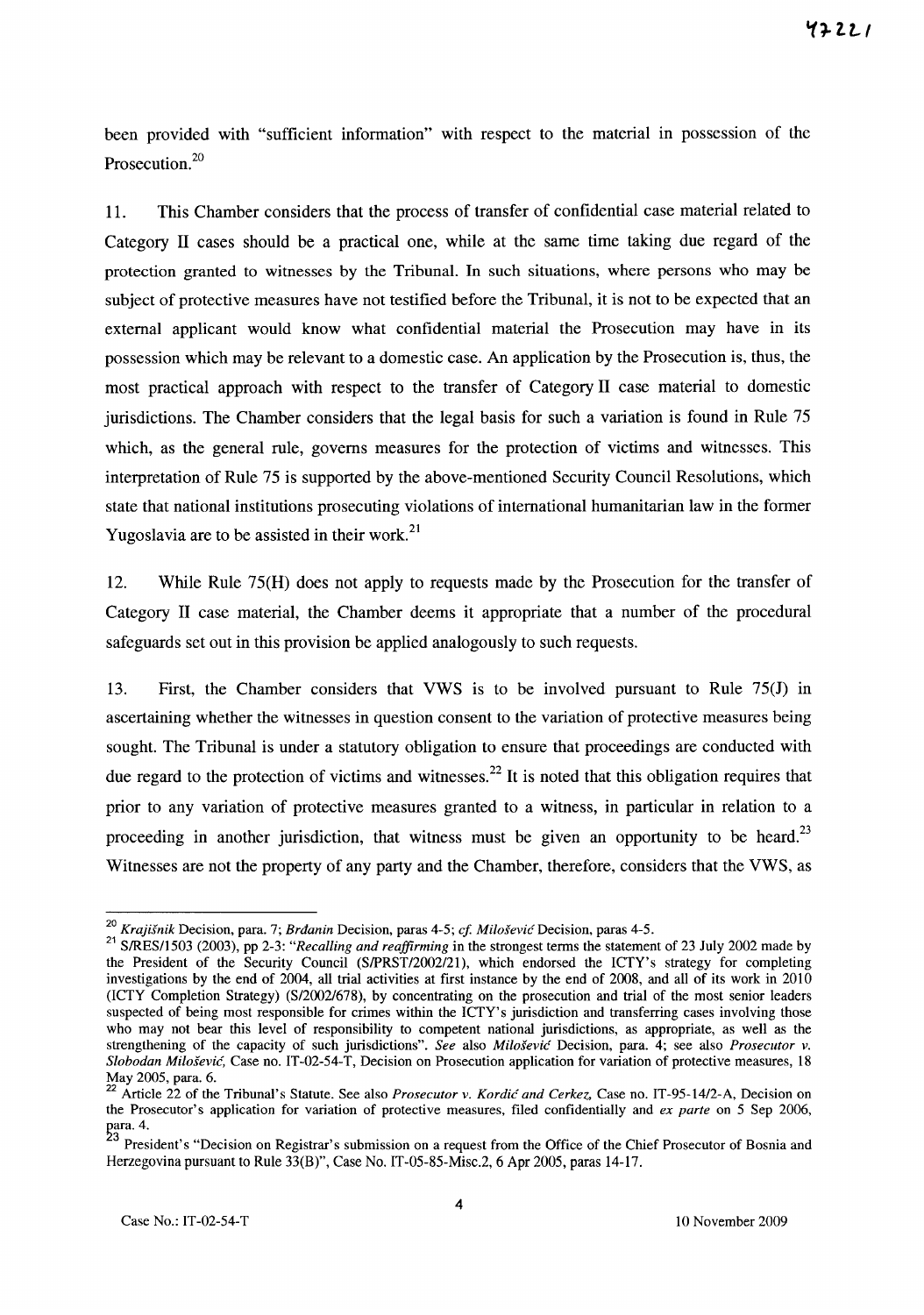been provided with "sufficient information" with respect to the material in possession of the Prosecution.[20]

11. This Chamber considers that the process of transfer of confidential case material related to Category II cases should be a practical one, while at the same time taking due regard of the protection granted to witnesses by the Tribunal. In such situations, where persons who may be subject of protective measures have not testified before the Tribunal, it is not to be expected that an external applicant would know what confidential material the Prosecution may have in its possession which may be relevant to a domestic case. An application by the Prosecution is, thus, the most practical approach with respect to the transfer of Category II case material to domestic jurisdictions. The Chamber considers that the legal basis for such a variation is found in Rule 75 which, as the general rule, governs measures for the protection of victims and witnesses. This interpretation of Rule 75 is supported by the above-mentioned Security Council Resolutions, which state that national institutions prosecuting violations of international humanitarian law in the former Yugoslavia are to be assisted in their work.[21]

12. While Rule 75(H) does not apply to requests made by the Prosecution for the transfer of Category II case material, the Chamber deems it appropriate that a number of the procedural safeguards set out in this provision be applied analogously to such requests.

13. First, the Chamber considers that VWS is to be involved pursuant to Rule 75(J) in ascertaining whether the witnesses in question consent to the variation of protective measures being sought. The Tribunal is under a statutory obligation to ensure that proceedings are conducted with due regard to the protection of victims and witnesses.[22] It is noted that this obligation requires that prior to any variation of protective measures granted to a witness, in particular in relation to a proceeding in another jurisdiction, that witness must be given an opportunity to be heard.[23] Witnesses are not the property of any party and the Chamber, therefore, considers that the VWS, as

---

[20] *Krajišnik* Decision, para. 7; *Brđanin* Decision, paras 4-5; *cf. Milošević* Decision, paras 4-5.

[21] S/RES/1503 (2003), pp 2-3: "*Recalling and reaffirming* in the strongest terms the statement of 23 July 2002 made by the President of the Security Council (S/PRST/2002/21), which endorsed the ICTY's strategy for completing investigations by the end of 2004, all trial activities at first instance by the end of 2008, and all of its work in 2010 (ICTY Completion Strategy) (S/2002/678), by concentrating on the prosecution and trial of the most senior leaders suspected of being most responsible for crimes within the ICTY's jurisdiction and transferring cases involving those who may not bear this level of responsibility to competent national jurisdictions, as appropriate, as well as the strengthening of the capacity of such jurisdictions". *See* also *Milošević* Decision, para. 4; see also *Prosecutor v. Slobodan Milošević*, Case no. IT-02-54-T, Decision on Prosecution application for variation of protective measures, 18 May 2005, para. 6.

[22] Article 22 of the Tribunal's Statute. See also *Prosecutor v. Kordić and Čerkez*, Case no. IT-95-14/2-A, Decision on the Prosecutor's application for variation of protective measures, filed confidentially and *ex parte* on 5 Sep 2006, para. 4.

[23] President's "Decision on Registrar's submission on a request from the Office of the Chief Prosecutor of Bosnia and Herzegovina pursuant to Rule 33(B)", Case No. IT-05-85-Misc.2, 6 Apr 2005, paras 14-17.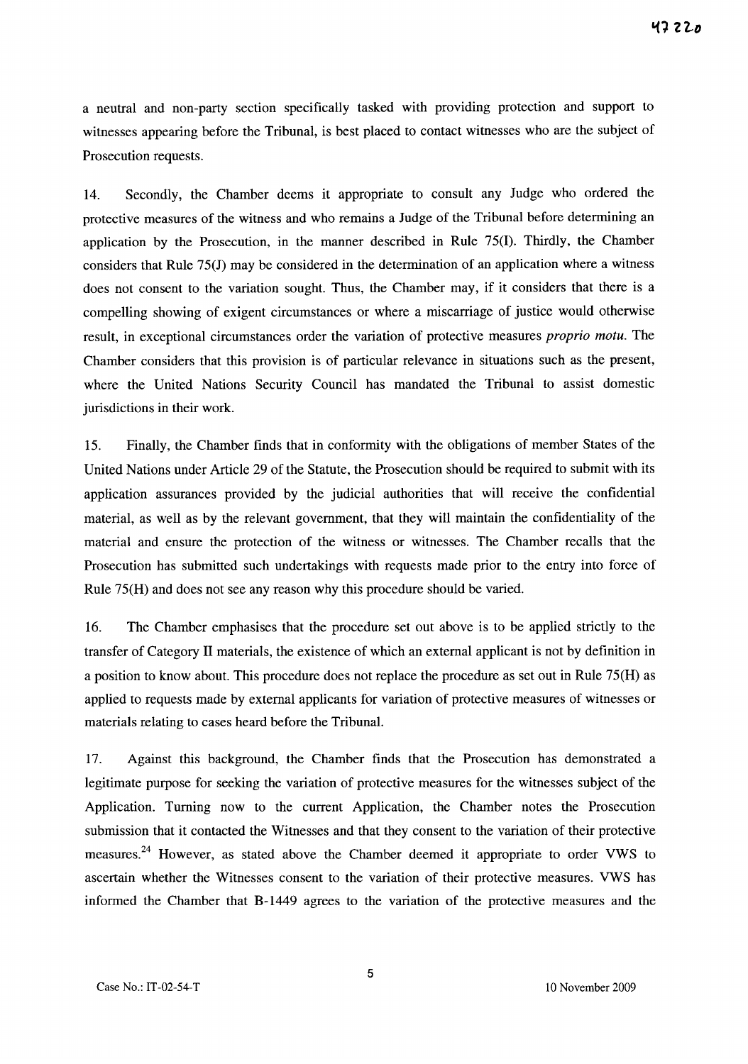a neutral and non-party section specifically tasked with providing protection and support to witnesses appearing before the Tribunal, is best placed to contact witnesses who are the subject of Prosecution requests.

14. Secondly, the Chamber deems it appropriate to consult any Judge who ordered the protective measures of the witness and who remains a Judge of the Tribunal before determining an application by the Prosecution, in the manner described in Rule 75(I). Thirdly, the Chamber considers that Rule 75(J) may be considered in the determination of an application where a witness does not consent to the variation sought. Thus, the Chamber may, if it considers that there is a compelling showing of exigent circumstances or where a miscarriage of justice would otherwise result, in exceptional circumstances order the variation of protective measures *proprio motu*. The Chamber considers that this provision is of particular relevance in situations such as the present, where the United Nations Security Council has mandated the Tribunal to assist domestic jurisdictions in their work.

15. Finally, the Chamber finds that in conformity with the obligations of member States of the United Nations under Article 29 of the Statute, the Prosecution should be required to submit with its application assurances provided by the judicial authorities that will receive the confidential material, as well as by the relevant government, that they will maintain the confidentiality of the material and ensure the protection of the witness or witnesses. The Chamber recalls that the Prosecution has submitted such undertakings with requests made prior to the entry into force of Rule 75(H) and does not see any reason why this procedure should be varied.

16. The Chamber emphasises that the procedure set out above is to be applied strictly to the transfer of Category II materials, the existence of which an external applicant is not by definition in a position to know about. This procedure does not replace the procedure as set out in Rule 75(H) as applied to requests made by external applicants for variation of protective measures of witnesses or materials relating to cases heard before the Tribunal.

17. Against this background, the Chamber finds that the Prosecution has demonstrated a legitimate purpose for seeking the variation of protective measures for the witnesses subject of the Application. Turning now to the current Application, the Chamber notes the Prosecution submission that it contacted the Witnesses and that they consent to the variation of their protective measures.[24] However, as stated above the Chamber deemed it appropriate to order VWS to ascertain whether the Witnesses consent to the variation of their protective measures. VWS has informed the Chamber that B-1449 agrees to the variation of the protective measures and the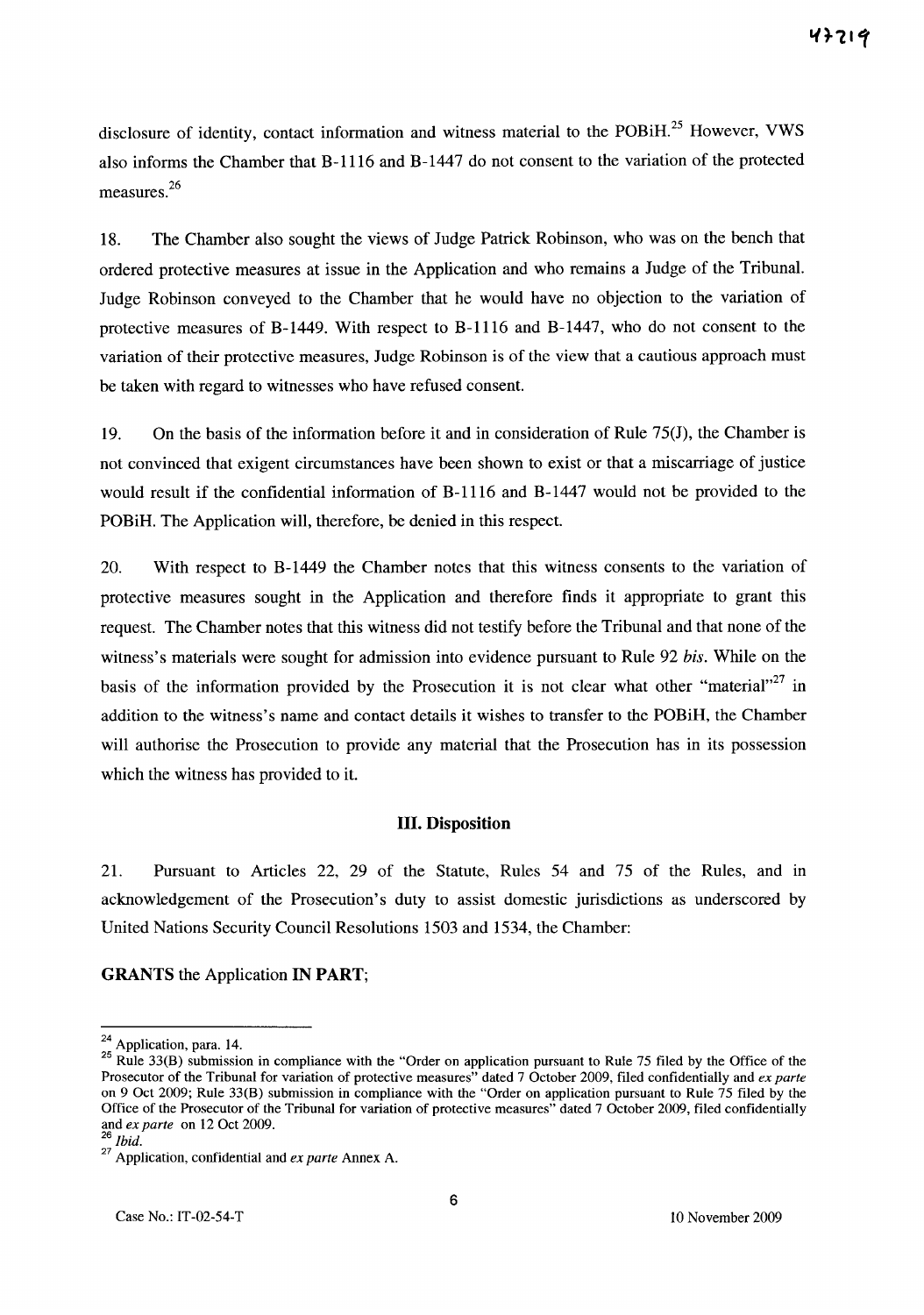disclosure of identity, contact information and witness material to the POBiH.[25] However, VWS also informs the Chamber that B-1116 and B-1447 do not consent to the variation of the protected measures.[26]

18. The Chamber also sought the views of Judge Patrick Robinson, who was on the bench that ordered protective measures at issue in the Application and who remains a Judge of the Tribunal. Judge Robinson conveyed to the Chamber that he would have no objection to the variation of protective measures of B-1449. With respect to B-1116 and B-1447, who do not consent to the variation of their protective measures, Judge Robinson is of the view that a cautious approach must be taken with regard to witnesses who have refused consent.

19. On the basis of the information before it and in consideration of Rule 75(J), the Chamber is not convinced that exigent circumstances have been shown to exist or that a miscarriage of justice would result if the confidential information of B-1116 and B-1447 would not be provided to the POBiH. The Application will, therefore, be denied in this respect.

20. With respect to B-1449 the Chamber notes that this witness consents to the variation of protective measures sought in the Application and therefore finds it appropriate to grant this request. The Chamber notes that this witness did not testify before the Tribunal and that none of the witness's materials were sought for admission into evidence pursuant to Rule 92 *bis*. While on the basis of the information provided by the Prosecution it is not clear what other "material"[27] in addition to the witness's name and contact details it wishes to transfer to the POBiH, the Chamber will authorise the Prosecution to provide any material that the Prosecution has in its possession which the witness has provided to it.

### III. Disposition

21. Pursuant to Articles 22, 29 of the Statute, Rules 54 and 75 of the Rules, and in acknowledgement of the Prosecution's duty to assist domestic jurisdictions as underscored by United Nations Security Council Resolutions 1503 and 1534, the Chamber:

**GRANTS** the Application **IN PART**;

---

[24] Application, para. 14.

[25] Rule 33(B) submission in compliance with the "Order on application pursuant to Rule 75 filed by the Office of the Prosecutor of the Tribunal for variation of protective measures" dated 7 October 2009, filed confidentially and *ex parte* on 9 Oct 2009; Rule 33(B) submission in compliance with the "Order on application pursuant to Rule 75 filed by the Office of the Prosecutor of the Tribunal for variation of protective measures" dated 7 October 2009, filed confidentially and *ex parte* on 12 Oct 2009.

[26] *Ibid.*

[27] Application, confidential and *ex parte* Annex A.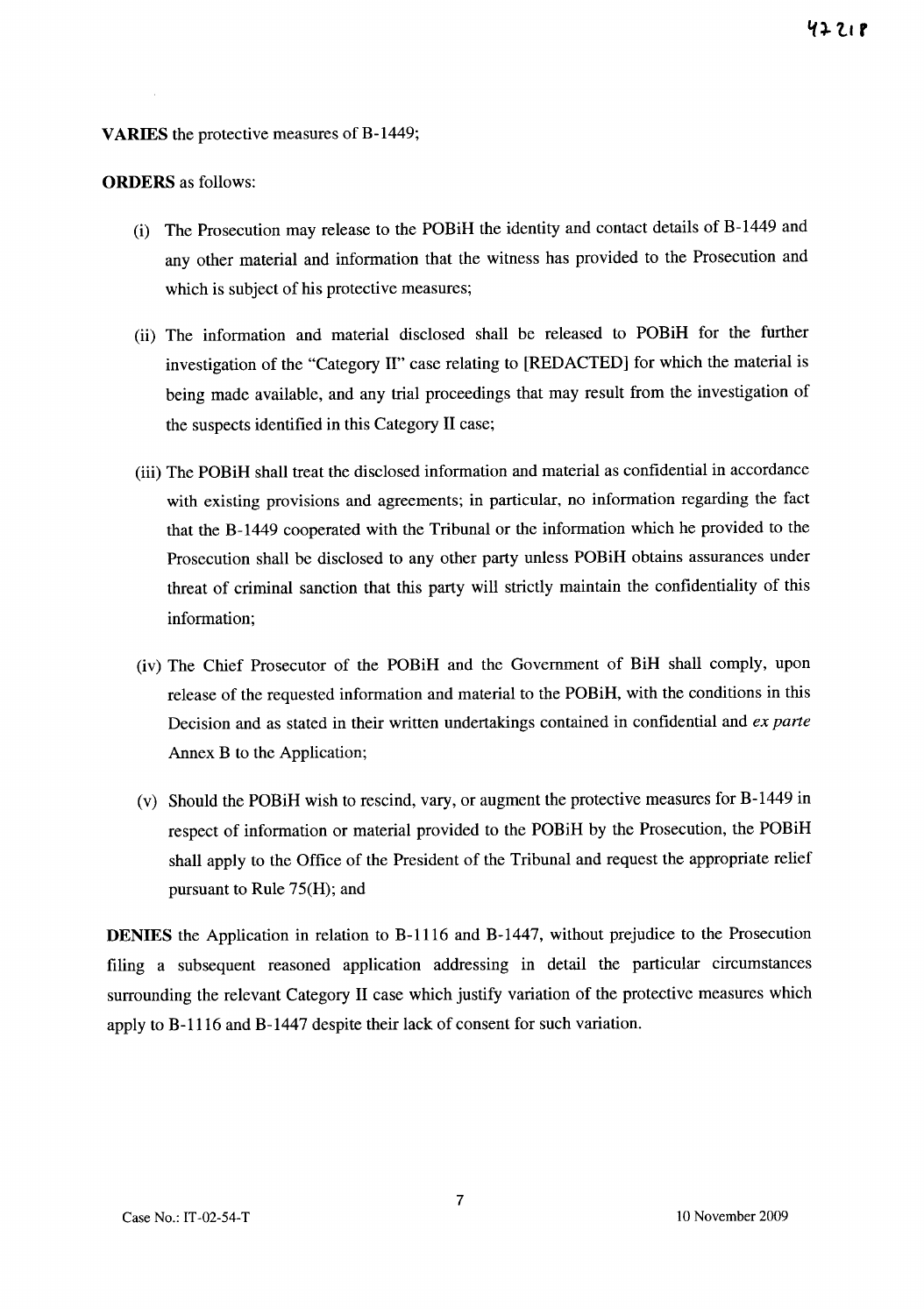**VARIES** the protective measures of B-1449;

**ORDERS** as follows:

(i) The Prosecution may release to the POBiH the identity and contact details of B-1449 and any other material and information that the witness has provided to the Prosecution and which is subject of his protective measures;

(ii) The information and material disclosed shall be released to POBiH for the further investigation of the "Category II" case relating to [REDACTED] for which the material is being made available, and any trial proceedings that may result from the investigation of the suspects identified in this Category II case;

(iii) The POBiH shall treat the disclosed information and material as confidential in accordance with existing provisions and agreements; in particular, no information regarding the fact that the B-1449 cooperated with the Tribunal or the information which he provided to the Prosecution shall be disclosed to any other party unless POBiH obtains assurances under threat of criminal sanction that this party will strictly maintain the confidentiality of this information;

(iv) The Chief Prosecutor of the POBiH and the Government of BiH shall comply, upon release of the requested information and material to the POBiH, with the conditions in this Decision and as stated in their written undertakings contained in confidential and *ex parte* Annex B to the Application;

(v) Should the POBiH wish to rescind, vary, or augment the protective measures for B-1449 in respect of information or material provided to the POBiH by the Prosecution, the POBiH shall apply to the Office of the President of the Tribunal and request the appropriate relief pursuant to Rule 75(H); and

**DENIES** the Application in relation to B-1116 and B-1447, without prejudice to the Prosecution filing a subsequent reasoned application addressing in detail the particular circumstances surrounding the relevant Category II case which justify variation of the protective measures which apply to B-1116 and B-1447 despite their lack of consent for such variation.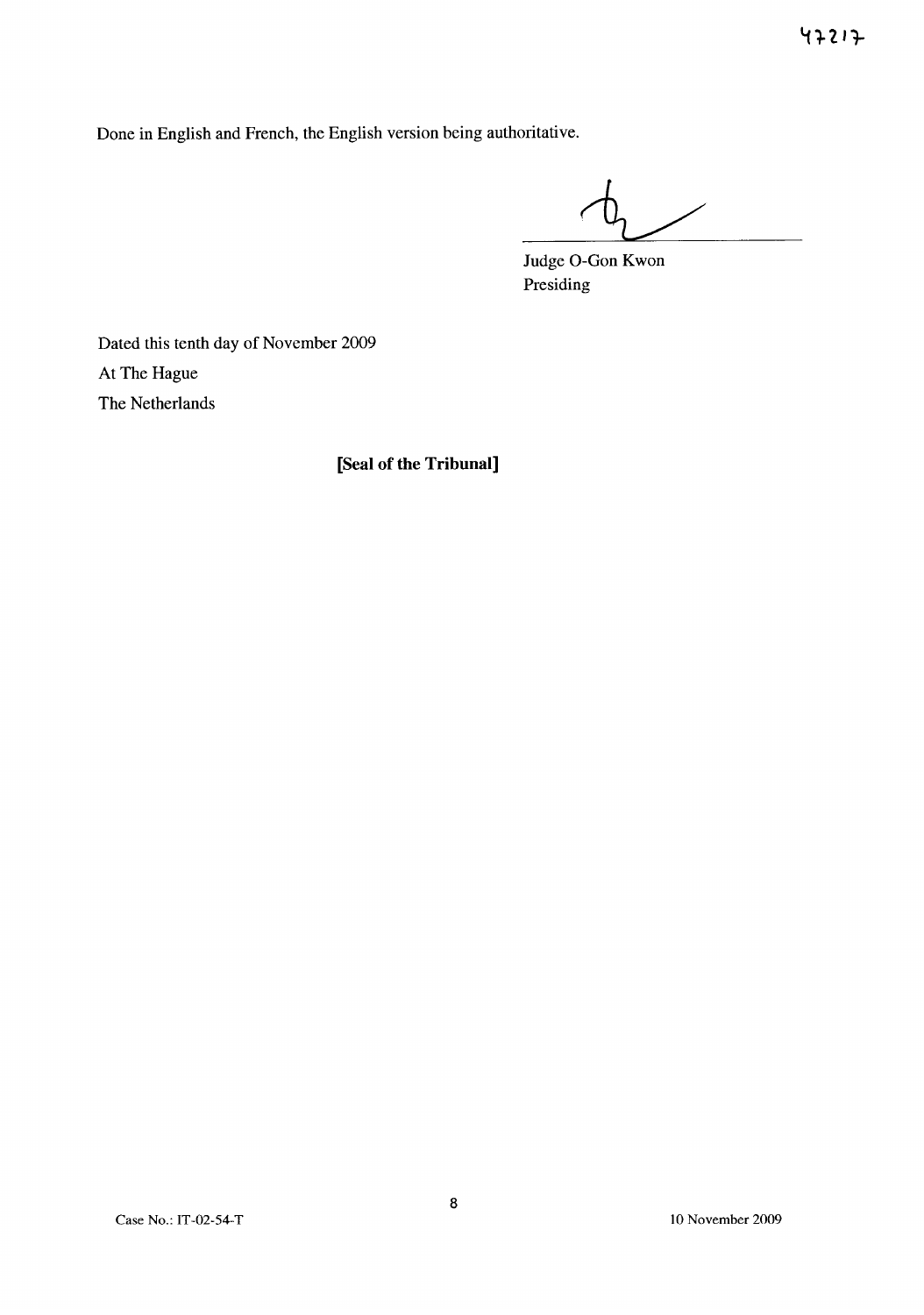Done in English and French, the English version being authoritative.

Judge O-Gon Kwon
Presiding

Dated this tenth day of November 2009
At The Hague
The Netherlands

**[Seal of the Tribunal]**